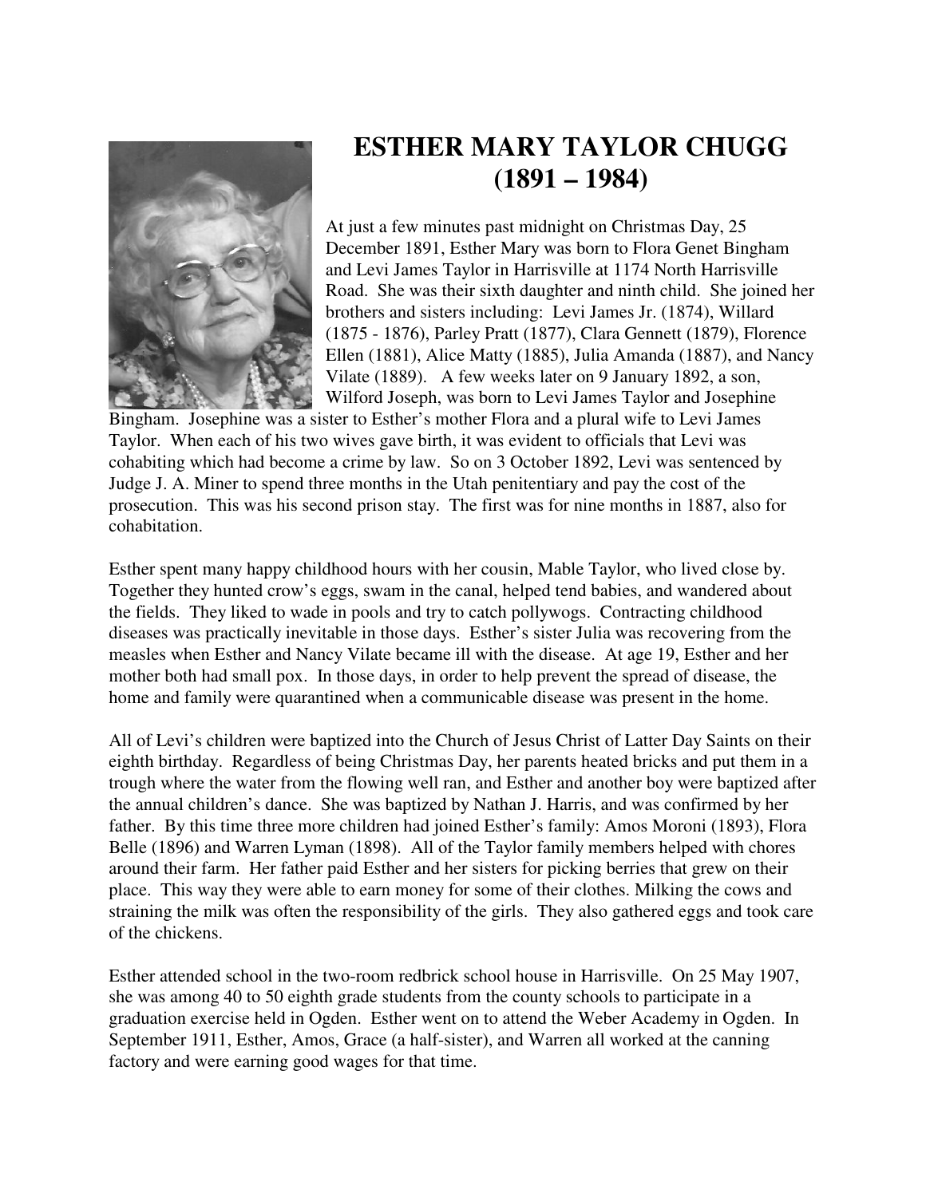# ESTHER MARY TAYLOR CHUGG
# (1891 – 1984)

At just a few minutes past midnight on Christmas Day, 25 December 1891, Esther Mary was born to Flora Genet Bingham and Levi James Taylor in Harrisville at 1174 North Harrisville Road. She was their sixth daughter and ninth child. She joined her brothers and sisters including: Levi James Jr. (1874), Willard (1875 - 1876), Parley Pratt (1877), Clara Gennett (1879), Florence Ellen (1881), Alice Matty (1885), Julia Amanda (1887), and Nancy Vilate (1889). A few weeks later on 9 January 1892, a son, Wilford Joseph, was born to Levi James Taylor and Josephine Bingham. Josephine was a sister to Esther's mother Flora and a plural wife to Levi James Taylor. When each of his two wives gave birth, it was evident to officials that Levi was cohabiting which had become a crime by law. So on 3 October 1892, Levi was sentenced by Judge J. A. Miner to spend three months in the Utah penitentiary and pay the cost of the prosecution. This was his second prison stay. The first was for nine months in 1887, also for cohabitation.

Esther spent many happy childhood hours with her cousin, Mable Taylor, who lived close by. Together they hunted crow's eggs, swam in the canal, helped tend babies, and wandered about the fields. They liked to wade in pools and try to catch pollywogs. Contracting childhood diseases was practically inevitable in those days. Esther's sister Julia was recovering from the measles when Esther and Nancy Vilate became ill with the disease. At age 19, Esther and her mother both had small pox. In those days, in order to help prevent the spread of disease, the home and family were quarantined when a communicable disease was present in the home.

All of Levi's children were baptized into the Church of Jesus Christ of Latter Day Saints on their eighth birthday. Regardless of being Christmas Day, her parents heated bricks and put them in a trough where the water from the flowing well ran, and Esther and another boy were baptized after the annual children's dance. She was baptized by Nathan J. Harris, and was confirmed by her father. By this time three more children had joined Esther's family: Amos Moroni (1893), Flora Belle (1896) and Warren Lyman (1898). All of the Taylor family members helped with chores around their farm. Her father paid Esther and her sisters for picking berries that grew on their place. This way they were able to earn money for some of their clothes. Milking the cows and straining the milk was often the responsibility of the girls. They also gathered eggs and took care of the chickens.

Esther attended school in the two-room redbrick school house in Harrisville. On 25 May 1907, she was among 40 to 50 eighth grade students from the county schools to participate in a graduation exercise held in Ogden. Esther went on to attend the Weber Academy in Ogden. In September 1911, Esther, Amos, Grace (a half-sister), and Warren all worked at the canning factory and were earning good wages for that time.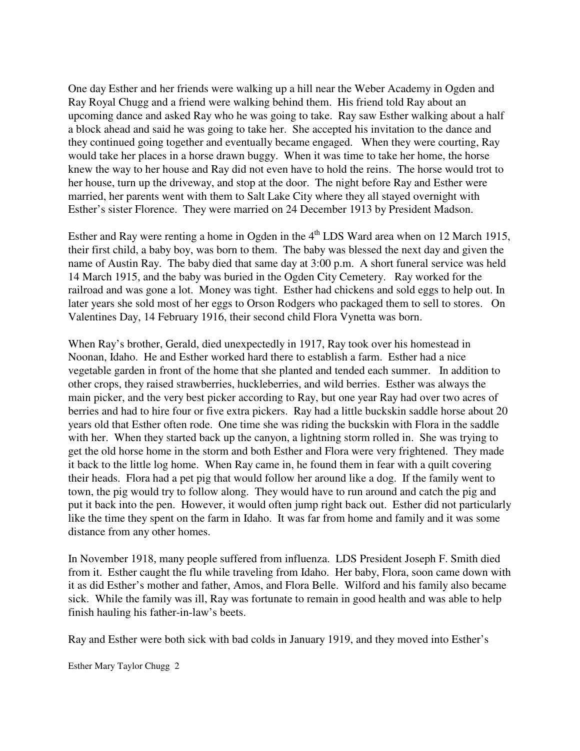One day Esther and her friends were walking up a hill near the Weber Academy in Ogden and Ray Royal Chugg and a friend were walking behind them. His friend told Ray about an upcoming dance and asked Ray who he was going to take. Ray saw Esther walking about a half a block ahead and said he was going to take her. She accepted his invitation to the dance and they continued going together and eventually became engaged. When they were courting, Ray would take her places in a horse drawn buggy. When it was time to take her home, the horse knew the way to her house and Ray did not even have to hold the reins. The horse would trot to her house, turn up the driveway, and stop at the door. The night before Ray and Esther were married, her parents went with them to Salt Lake City where they all stayed overnight with Esther's sister Florence. They were married on 24 December 1913 by President Madson.

Esther and Ray were renting a home in Ogden in the 4th LDS Ward area when on 12 March 1915, their first child, a baby boy, was born to them. The baby was blessed the next day and given the name of Austin Ray. The baby died that same day at 3:00 p.m. A short funeral service was held 14 March 1915, and the baby was buried in the Ogden City Cemetery. Ray worked for the railroad and was gone a lot. Money was tight. Esther had chickens and sold eggs to help out. In later years she sold most of her eggs to Orson Rodgers who packaged them to sell to stores. On Valentines Day, 14 February 1916, their second child Flora Vynetta was born.

When Ray's brother, Gerald, died unexpectedly in 1917, Ray took over his homestead in Noonan, Idaho. He and Esther worked hard there to establish a farm. Esther had a nice vegetable garden in front of the home that she planted and tended each summer. In addition to other crops, they raised strawberries, huckleberries, and wild berries. Esther was always the main picker, and the very best picker according to Ray, but one year Ray had over two acres of berries and had to hire four or five extra pickers. Ray had a little buckskin saddle horse about 20 years old that Esther often rode. One time she was riding the buckskin with Flora in the saddle with her. When they started back up the canyon, a lightning storm rolled in. She was trying to get the old horse home in the storm and both Esther and Flora were very frightened. They made it back to the little log home. When Ray came in, he found them in fear with a quilt covering their heads. Flora had a pet pig that would follow her around like a dog. If the family went to town, the pig would try to follow along. They would have to run around and catch the pig and put it back into the pen. However, it would often jump right back out. Esther did not particularly like the time they spent on the farm in Idaho. It was far from home and family and it was some distance from any other homes.

In November 1918, many people suffered from influenza. LDS President Joseph F. Smith died from it. Esther caught the flu while traveling from Idaho. Her baby, Flora, soon came down with it as did Esther's mother and father, Amos, and Flora Belle. Wilford and his family also became sick. While the family was ill, Ray was fortunate to remain in good health and was able to help finish hauling his father-in-law's beets.

Ray and Esther were both sick with bad colds in January 1919, and they moved into Esther's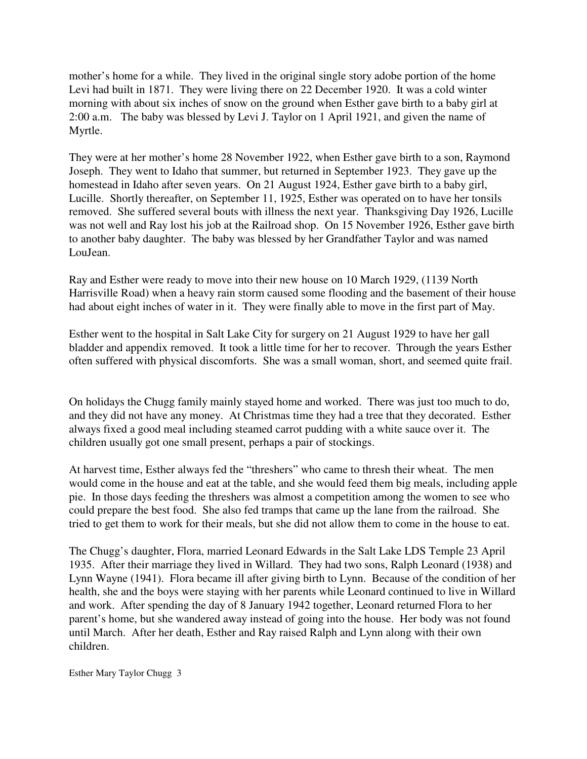mother's home for a while. They lived in the original single story adobe portion of the home Levi had built in 1871. They were living there on 22 December 1920. It was a cold winter morning with about six inches of snow on the ground when Esther gave birth to a baby girl at 2:00 a.m. The baby was blessed by Levi J. Taylor on 1 April 1921, and given the name of Myrtle.

They were at her mother's home 28 November 1922, when Esther gave birth to a son, Raymond Joseph. They went to Idaho that summer, but returned in September 1923. They gave up the homestead in Idaho after seven years. On 21 August 1924, Esther gave birth to a baby girl, Lucille. Shortly thereafter, on September 11, 1925, Esther was operated on to have her tonsils removed. She suffered several bouts with illness the next year. Thanksgiving Day 1926, Lucille was not well and Ray lost his job at the Railroad shop. On 15 November 1926, Esther gave birth to another baby daughter. The baby was blessed by her Grandfather Taylor and was named LouJean.

Ray and Esther were ready to move into their new house on 10 March 1929, (1139 North Harrisville Road) when a heavy rain storm caused some flooding and the basement of their house had about eight inches of water in it. They were finally able to move in the first part of May.

Esther went to the hospital in Salt Lake City for surgery on 21 August 1929 to have her gall bladder and appendix removed. It took a little time for her to recover. Through the years Esther often suffered with physical discomforts. She was a small woman, short, and seemed quite frail.

On holidays the Chugg family mainly stayed home and worked. There was just too much to do, and they did not have any money. At Christmas time they had a tree that they decorated. Esther always fixed a good meal including steamed carrot pudding with a white sauce over it. The children usually got one small present, perhaps a pair of stockings.

At harvest time, Esther always fed the "threshers" who came to thresh their wheat. The men would come in the house and eat at the table, and she would feed them big meals, including apple pie. In those days feeding the threshers was almost a competition among the women to see who could prepare the best food. She also fed tramps that came up the lane from the railroad. She tried to get them to work for their meals, but she did not allow them to come in the house to eat.

The Chugg's daughter, Flora, married Leonard Edwards in the Salt Lake LDS Temple 23 April 1935. After their marriage they lived in Willard. They had two sons, Ralph Leonard (1938) and Lynn Wayne (1941). Flora became ill after giving birth to Lynn. Because of the condition of her health, she and the boys were staying with her parents while Leonard continued to live in Willard and work. After spending the day of 8 January 1942 together, Leonard returned Flora to her parent's home, but she wandered away instead of going into the house. Her body was not found until March. After her death, Esther and Ray raised Ralph and Lynn along with their own children.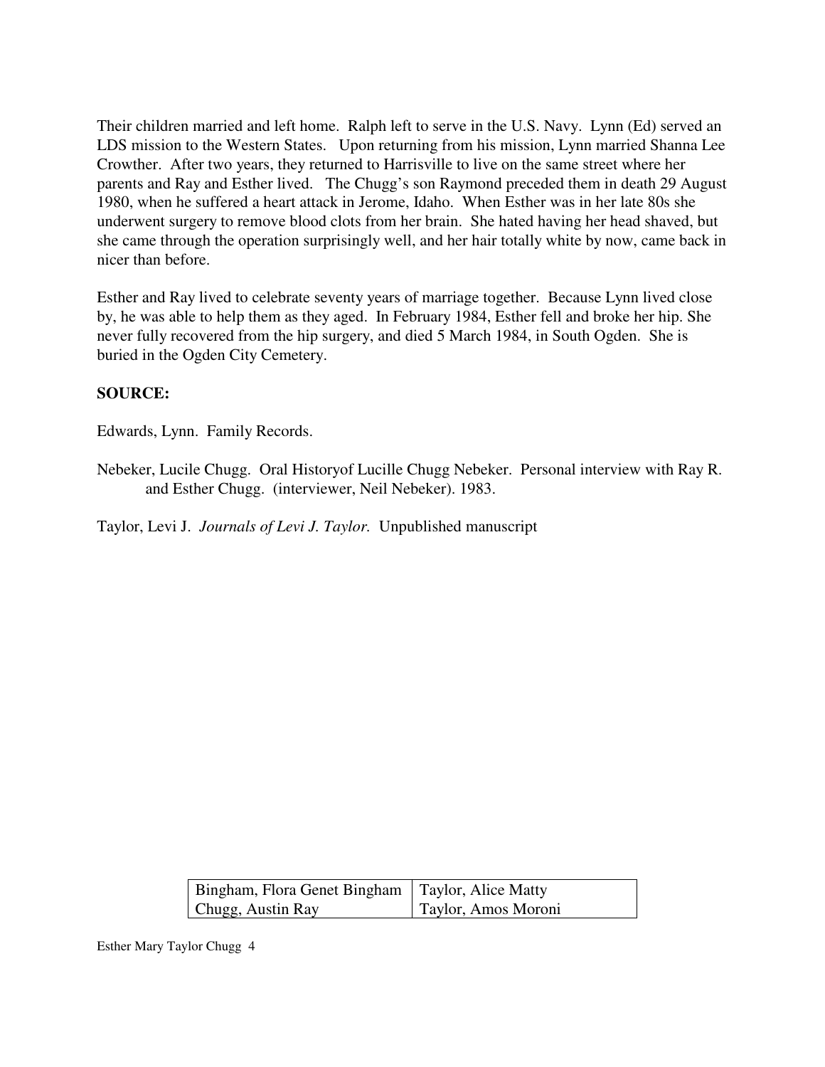Their children married and left home. Ralph left to serve in the U.S. Navy. Lynn (Ed) served an LDS mission to the Western States. Upon returning from his mission, Lynn married Shanna Lee Crowther. After two years, they returned to Harrisville to live on the same street where her parents and Ray and Esther lived. The Chugg's son Raymond preceded them in death 29 August 1980, when he suffered a heart attack in Jerome, Idaho. When Esther was in her late 80s she underwent surgery to remove blood clots from her brain. She hated having her head shaved, but she came through the operation surprisingly well, and her hair totally white by now, came back in nicer than before.

Esther and Ray lived to celebrate seventy years of marriage together. Because Lynn lived close by, he was able to help them as they aged. In February 1984, Esther fell and broke her hip. She never fully recovered from the hip surgery, and died 5 March 1984, in South Ogden. She is buried in the Ogden City Cemetery.

**SOURCE:**

Edwards, Lynn. Family Records.

Nebeker, Lucile Chugg. Oral Historyof Lucille Chugg Nebeker. Personal interview with Ray R. and Esther Chugg. (interviewer, Neil Nebeker). 1983.

Taylor, Levi J. *Journals of Levi J. Taylor.* Unpublished manuscript

| Bingham, Flora Genet Bingham | Taylor, Alice Matty |
|---|---|
| Chugg, Austin Ray | Taylor, Amos Moroni |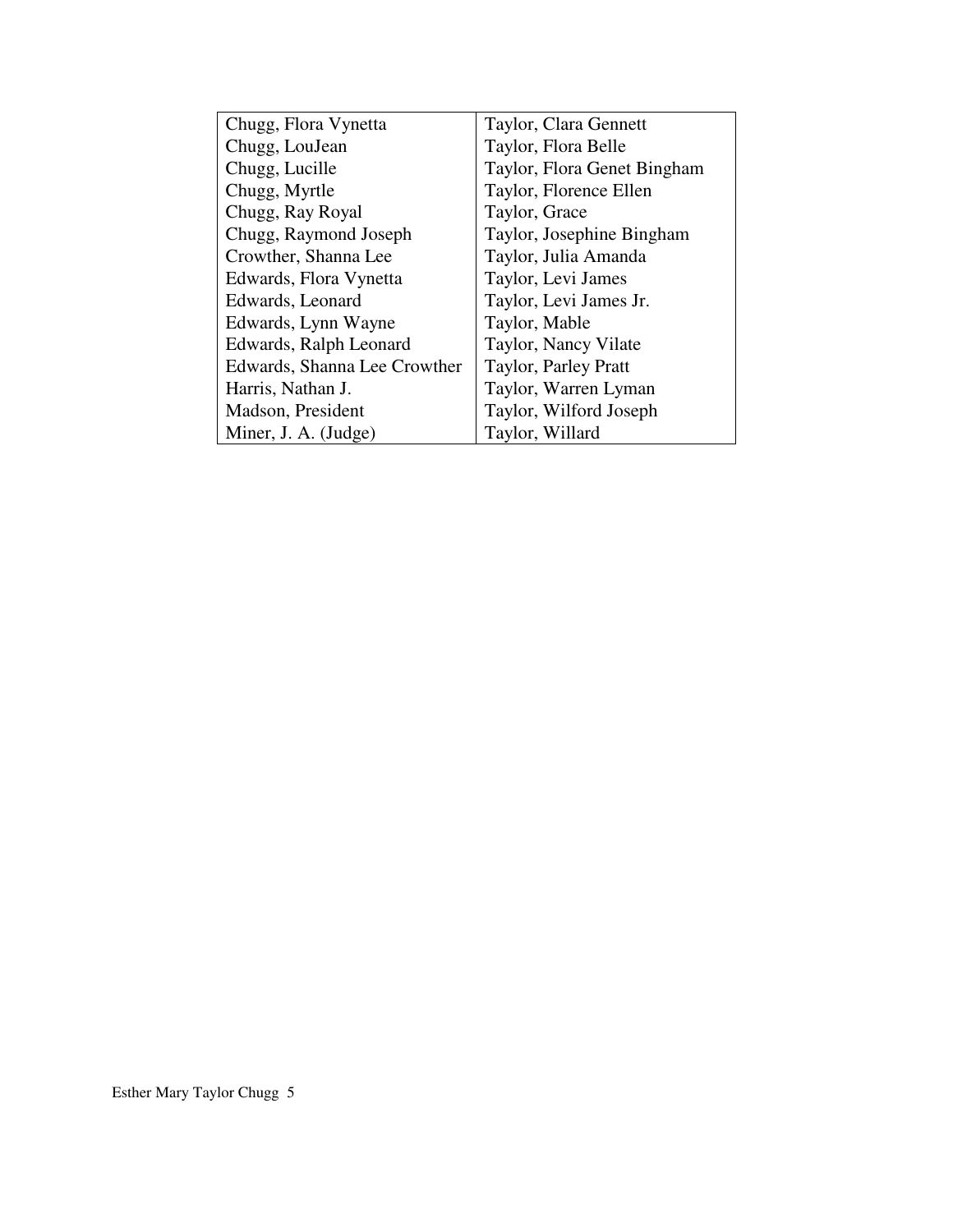| | |
|---|---|
| Chugg, Flora Vynetta | Taylor, Clara Gennett |
| Chugg, LouJean | Taylor, Flora Belle |
| Chugg, Lucille | Taylor, Flora Genet Bingham |
| Chugg, Myrtle | Taylor, Florence Ellen |
| Chugg, Ray Royal | Taylor, Grace |
| Chugg, Raymond Joseph | Taylor, Josephine Bingham |
| Crowther, Shanna Lee | Taylor, Julia Amanda |
| Edwards, Flora Vynetta | Taylor, Levi James |
| Edwards, Leonard | Taylor, Levi James Jr. |
| Edwards, Lynn Wayne | Taylor, Mable |
| Edwards, Ralph Leonard | Taylor, Nancy Vilate |
| Edwards, Shanna Lee Crowther | Taylor, Parley Pratt |
| Harris, Nathan J. | Taylor, Warren Lyman |
| Madson, President | Taylor, Wilford Joseph |
| Miner, J. A. (Judge) | Taylor, Willard |